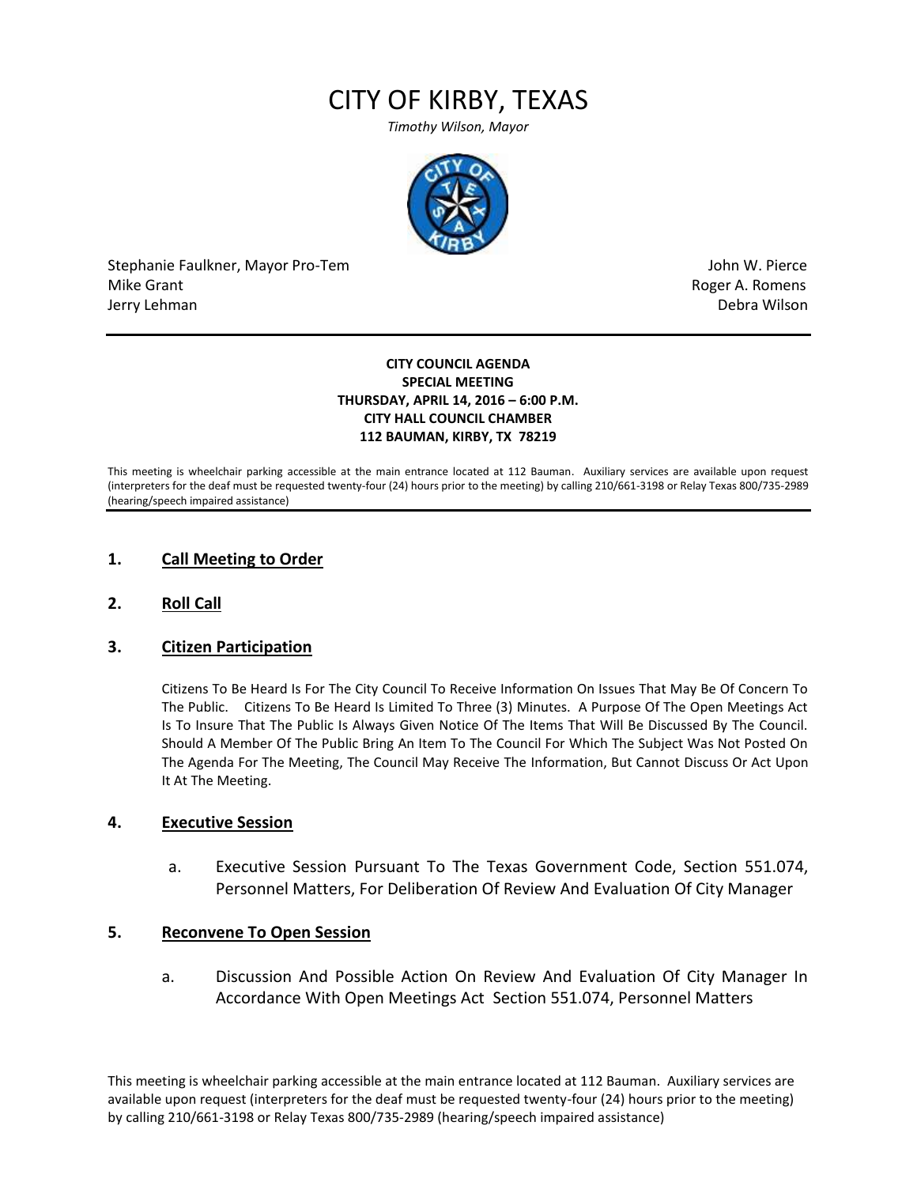# CITY OF KIRBY, TEXAS

*Timothy Wilson, Mayor*

Stephanie Faulkner, Mayor Pro-Tem
Mike Grant
Jerry Lehman

John W. Pierce
Roger A. Romens
Debra Wilson

**CITY COUNCIL AGENDA**
**SPECIAL MEETING**
**THURSDAY, APRIL 14, 2016 – 6:00 P.M.**
**CITY HALL COUNCIL CHAMBER**
**112 BAUMAN, KIRBY, TX 78219**

This meeting is wheelchair parking accessible at the main entrance located at 112 Bauman. Auxiliary services are available upon request (interpreters for the deaf must be requested twenty-four (24) hours prior to the meeting) by calling 210/661-3198 or Relay Texas 800/735-2989 (hearing/speech impaired assistance)

## 1. Call Meeting to Order

## 2. Roll Call

## 3. Citizen Participation

Citizens To Be Heard Is For The City Council To Receive Information On Issues That May Be Of Concern To The Public. Citizens To Be Heard Is Limited To Three (3) Minutes. A Purpose Of The Open Meetings Act Is To Insure That The Public Is Always Given Notice Of The Items That Will Be Discussed By The Council. Should A Member Of The Public Bring An Item To The Council For Which The Subject Was Not Posted On The Agenda For The Meeting, The Council May Receive The Information, But Cannot Discuss Or Act Upon It At The Meeting.

## 4. Executive Session

a. Executive Session Pursuant To The Texas Government Code, Section 551.074, Personnel Matters, For Deliberation Of Review And Evaluation Of City Manager

## 5. Reconvene To Open Session

a. Discussion And Possible Action On Review And Evaluation Of City Manager In Accordance With Open Meetings Act Section 551.074, Personnel Matters

This meeting is wheelchair parking accessible at the main entrance located at 112 Bauman. Auxiliary services are available upon request (interpreters for the deaf must be requested twenty-four (24) hours prior to the meeting) by calling 210/661-3198 or Relay Texas 800/735-2989 (hearing/speech impaired assistance)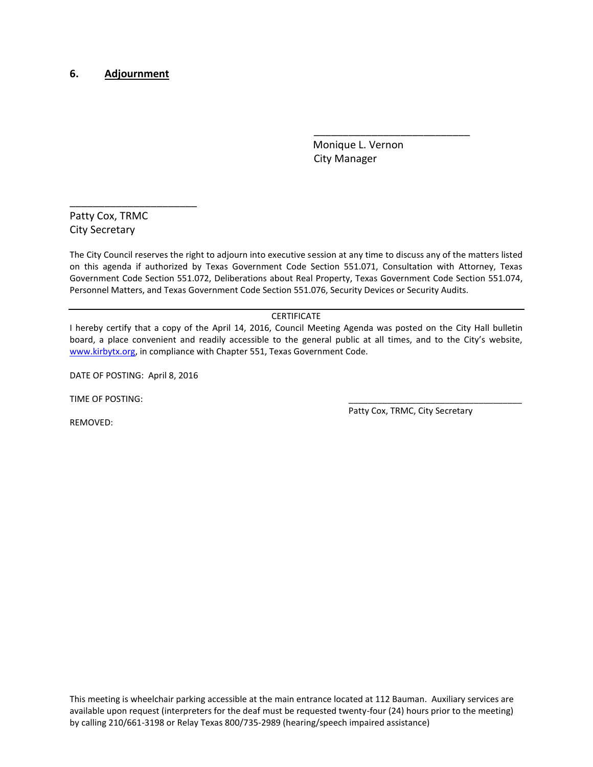## 6. <u>Adjournment</u>

\_\_\_\_\_\_\_\_\_\_\_\_\_\_\_\_\_\_\_\_\_\_\_\_\_\_\_\_\_\_
Monique L. Vernon
City Manager

\_\_\_\_\_\_\_\_\_\_\_\_\_\_\_\_\_\_\_\_\_\_\_\_
Patty Cox, TRMC
City Secretary

The City Council reserves the right to adjourn into executive session at any time to discuss any of the matters listed on this agenda if authorized by Texas Government Code Section 551.071, Consultation with Attorney, Texas Government Code Section 551.072, Deliberations about Real Property, Texas Government Code Section 551.074, Personnel Matters, and Texas Government Code Section 551.076, Security Devices or Security Audits.

---

CERTIFICATE

I hereby certify that a copy of the April 14, 2016, Council Meeting Agenda was posted on the City Hall bulletin board, a place convenient and readily accessible to the general public at all times, and to the City's website, www.kirbytx.org, in compliance with Chapter 551, Texas Government Code.

DATE OF POSTING: April 8, 2016

TIME OF POSTING:

\_\_\_\_\_\_\_\_\_\_\_\_\_\_\_\_\_\_\_\_\_\_\_\_\_\_\_\_\_\_\_\_\_\_\_\_
Patty Cox, TRMC, City Secretary

REMOVED:

This meeting is wheelchair parking accessible at the main entrance located at 112 Bauman. Auxiliary services are available upon request (interpreters for the deaf must be requested twenty-four (24) hours prior to the meeting) by calling 210/661-3198 or Relay Texas 800/735-2989 (hearing/speech impaired assistance)